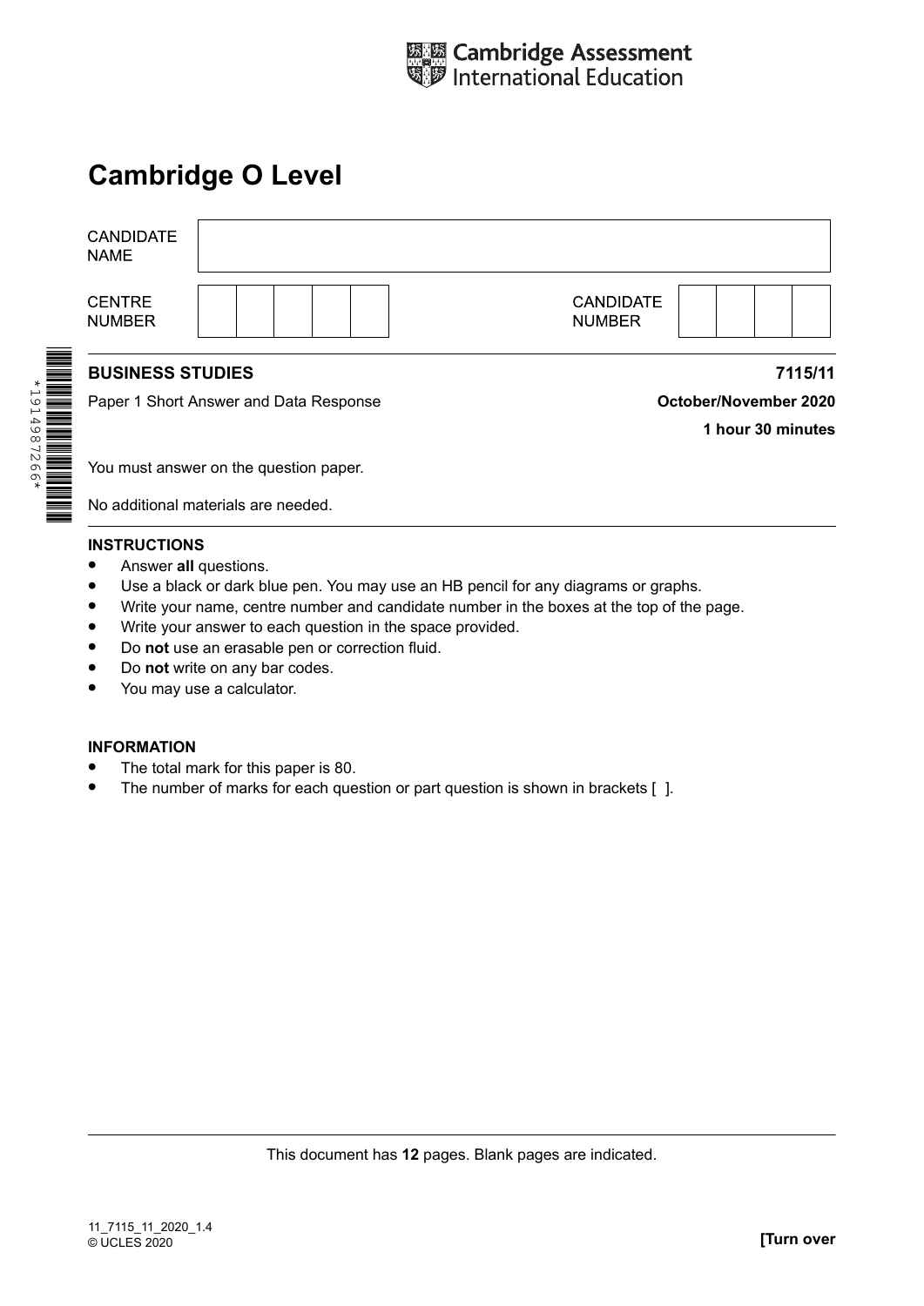Cambridge Assessment International Education

# Cambridge O Level

| CANDIDATE NAME | | | | | | | | | |
|---|---|---|---|---|---|---|---|---|---|
| CENTRE NUMBER | | | | | | CANDIDATE NUMBER | | | |

**BUSINESS STUDIES** **7115/11**

Paper 1 Short Answer and Data Response **October/November 2020**

**1 hour 30 minutes**

You must answer on the question paper.

No additional materials are needed.

**INSTRUCTIONS**

- Answer **all** questions.
- Use a black or dark blue pen. You may use an HB pencil for any diagrams or graphs.
- Write your name, centre number and candidate number in the boxes at the top of the page.
- Write your answer to each question in the space provided.
- Do **not** use an erasable pen or correction fluid.
- Do **not** write on any bar codes.
- You may use a calculator.

**INFORMATION**

- The total mark for this paper is 80.
- The number of marks for each question or part question is shown in brackets [ ].

This document has **12** pages. Blank pages are indicated.

11_7115_11_2020_1.4
© UCLES 2020

**[Turn over**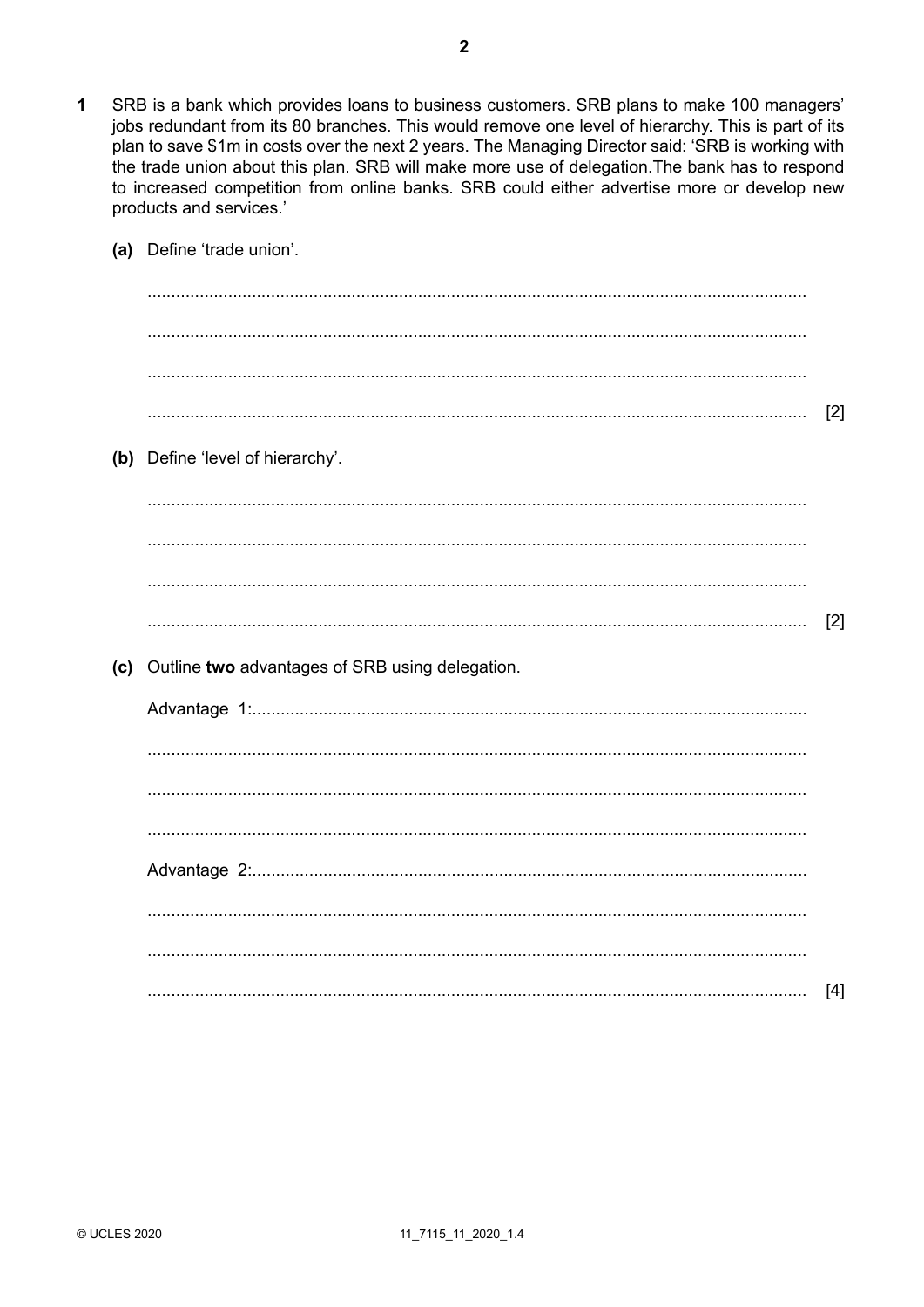**1** SRB is a bank which provides loans to business customers. SRB plans to make 100 managers' jobs redundant from its 80 branches. This would remove one level of hierarchy. This is part of its plan to save $1m in costs over the next 2 years. The Managing Director said: 'SRB is working with the trade union about this plan. SRB will make more use of delegation.The bank has to respond to increased competition from online banks. SRB could either advertise more or develop new products and services.'

**(a)** Define 'trade union'.

..........................................................................................................................................

..........................................................................................................................................

..........................................................................................................................................

.......................................................................................................................................... [2]

**(b)** Define 'level of hierarchy'.

..........................................................................................................................................

..........................................................................................................................................

..........................................................................................................................................

.......................................................................................................................................... [2]

**(c)** Outline **two** advantages of SRB using delegation.

Advantage 1:..........................................................................................................................

..........................................................................................................................................

..........................................................................................................................................

..........................................................................................................................................

Advantage 2:..........................................................................................................................

..........................................................................................................................................

..........................................................................................................................................

.......................................................................................................................................... [4]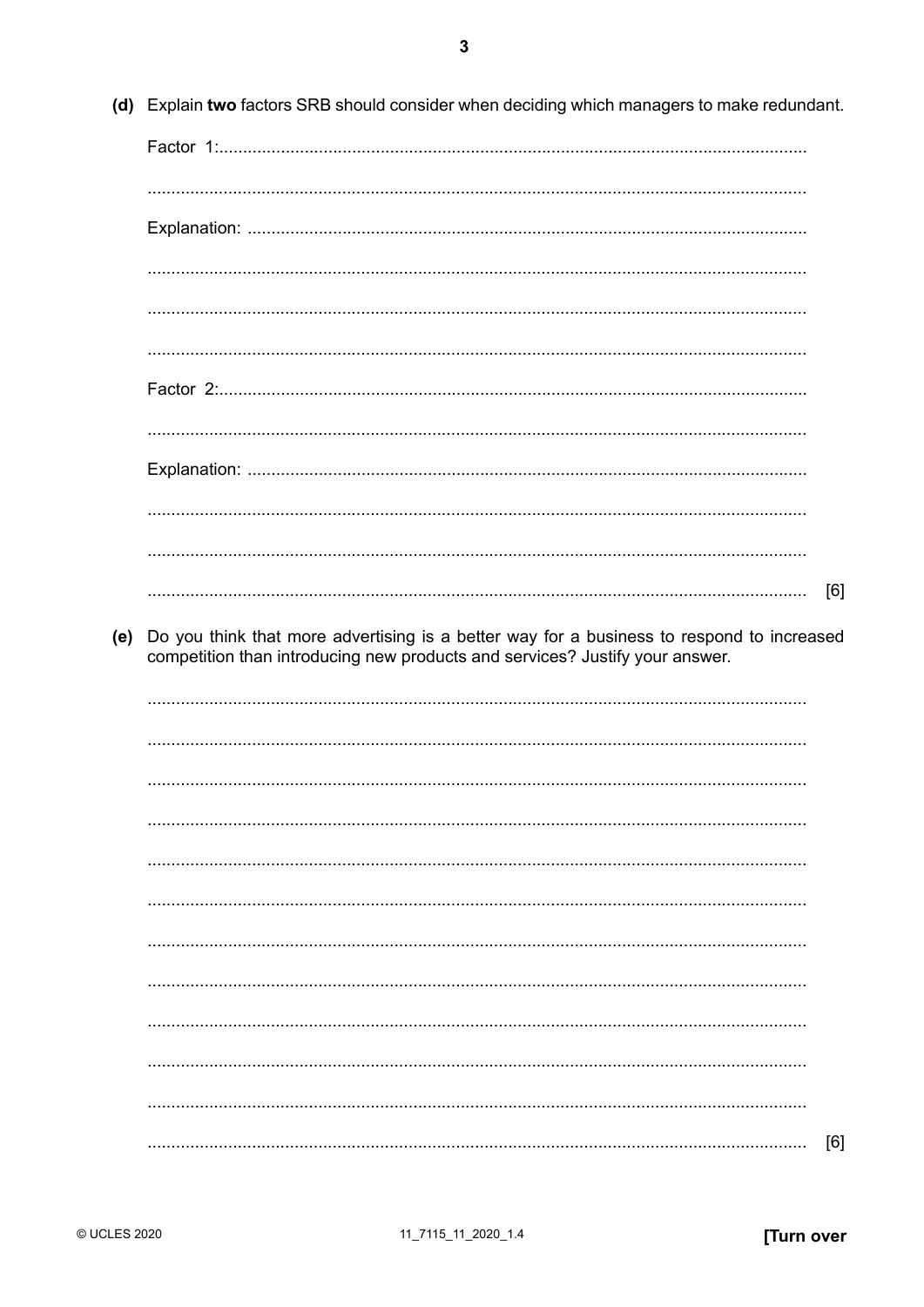(d) Explain **two** factors SRB should consider when deciding which managers to make redundant.

Factor 1: ..........................................................................................................................

..........................................................................................................................

Explanation: ..........................................................................................................................

..........................................................................................................................

..........................................................................................................................

..........................................................................................................................

Factor 2: ..........................................................................................................................

..........................................................................................................................

Explanation: ..........................................................................................................................

..........................................................................................................................

..........................................................................................................................

.......................................................................................................................... [6]

(e) Do you think that more advertising is a better way for a business to respond to increased competition than introducing new products and services? Justify your answer.

..........................................................................................................................

..........................................................................................................................

..........................................................................................................................

..........................................................................................................................

..........................................................................................................................

..........................................................................................................................

..........................................................................................................................

..........................................................................................................................

..........................................................................................................................

..........................................................................................................................

..........................................................................................................................

.......................................................................................................................... [6]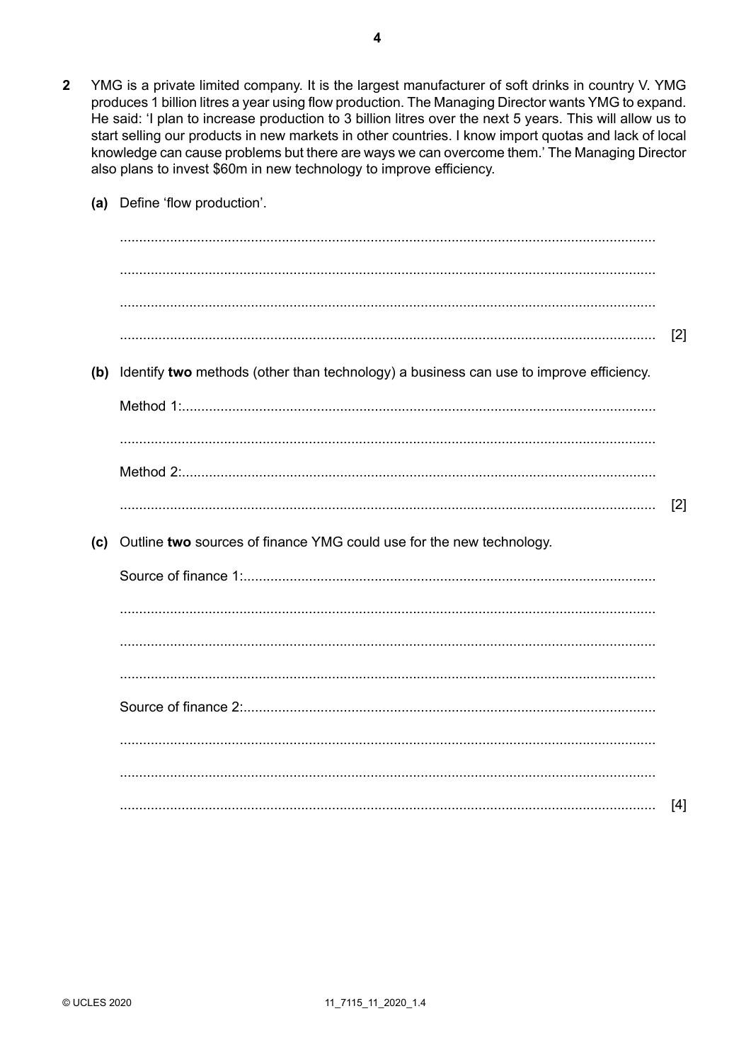**2** YMG is a private limited company. It is the largest manufacturer of soft drinks in country V. YMG produces 1 billion litres a year using flow production. The Managing Director wants YMG to expand. He said: 'I plan to increase production to 3 billion litres over the next 5 years. This will allow us to start selling our products in new markets in other countries. I know import quotas and lack of local knowledge can cause problems but there are ways we can overcome them.' The Managing Director also plans to invest $60m in new technology to improve efficiency.

**(a)** Define 'flow production'.

..........................................................................................................................................

..........................................................................................................................................

..........................................................................................................................................

.......................................................................................................................................... [2]

**(b)** Identify **two** methods (other than technology) a business can use to improve efficiency.

Method 1:..............................................................................................................................

..........................................................................................................................................

Method 2:..............................................................................................................................

.......................................................................................................................................... [2]

**(c)** Outline **two** sources of finance YMG could use for the new technology.

Source of finance 1:...............................................................................................................

..........................................................................................................................................

..........................................................................................................................................

..........................................................................................................................................

Source of finance 2:...............................................................................................................

..........................................................................................................................................

..........................................................................................................................................

.......................................................................................................................................... [4]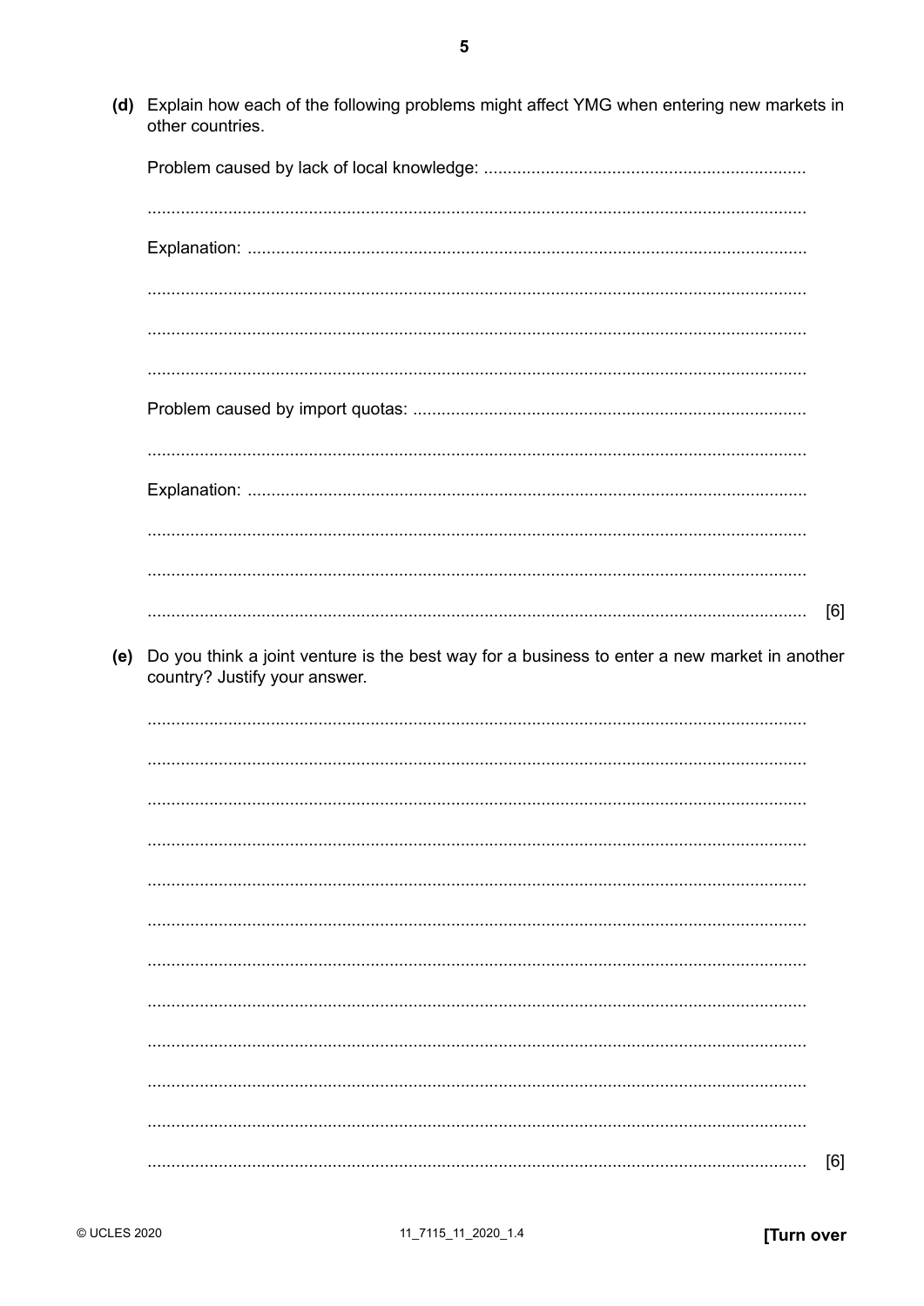(d) Explain how each of the following problems might affect YMG when entering new markets in other countries.

Problem caused by lack of local knowledge: ...................................................................

..........................................................................................................................................

Explanation: ....................................................................................................................

..........................................................................................................................................

..........................................................................................................................................

..........................................................................................................................................

Problem caused by import quotas: ..................................................................................

..........................................................................................................................................

Explanation: ....................................................................................................................

..........................................................................................................................................

..........................................................................................................................................

.......................................................................................................................................... [6]

(e) Do you think a joint venture is the best way for a business to enter a new market in another country? Justify your answer.

..........................................................................................................................................

..........................................................................................................................................

..........................................................................................................................................

..........................................................................................................................................

..........................................................................................................................................

..........................................................................................................................................

..........................................................................................................................................

..........................................................................................................................................

..........................................................................................................................................

..........................................................................................................................................

..........................................................................................................................................

.......................................................................................................................................... [6]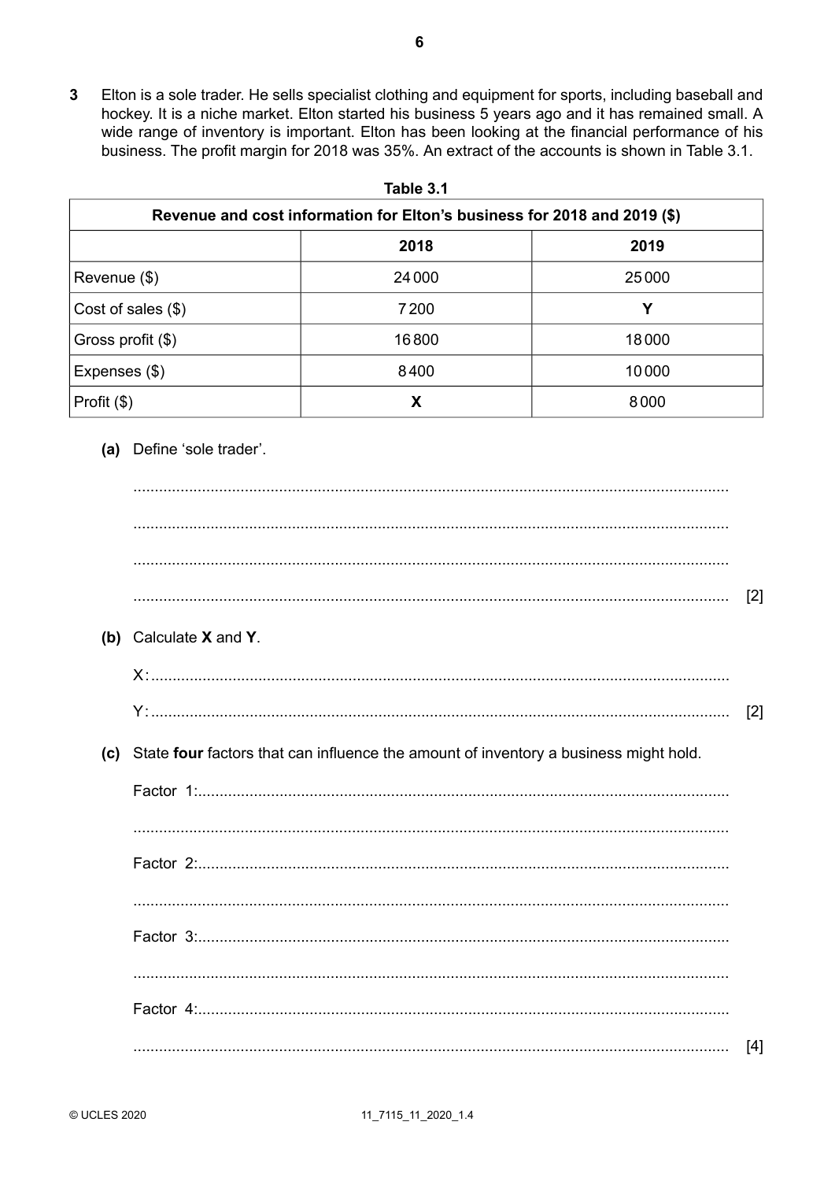**3** Elton is a sole trader. He sells specialist clothing and equipment for sports, including baseball and hockey. It is a niche market. Elton started his business 5 years ago and it has remained small. A wide range of inventory is important. Elton has been looking at the financial performance of his business. The profit margin for 2018 was 35%. An extract of the accounts is shown in Table 3.1.

**Table 3.1**

| Revenue and cost information for Elton's business for 2018 and 2019 ($) | | |
|---|---|---|
| | **2018** | **2019** |
| Revenue ($) | 24 000 | 25 000 |
| Cost of sales ($) | 7 200 | **Y** |
| Gross profit ($) | 16 800 | 18 000 |
| Expenses ($) | 8 400 | 10 000 |
| Profit ($) | **X** | 8 000 |

**(a)** Define 'sole trader'.

.......................................................................................................................................

.......................................................................................................................................

.......................................................................................................................................

....................................................................................................................................... [2]

**(b)** Calculate **X** and **Y**.

X: .......................................................................................................................................

Y: ....................................................................................................................................... [2]

**(c)** State **four** factors that can influence the amount of inventory a business might hold.

Factor 1: .......................................................................................................................................

.......................................................................................................................................

Factor 2: .......................................................................................................................................

.......................................................................................................................................

Factor 3: .......................................................................................................................................

.......................................................................................................................................

Factor 4: .......................................................................................................................................

....................................................................................................................................... [4]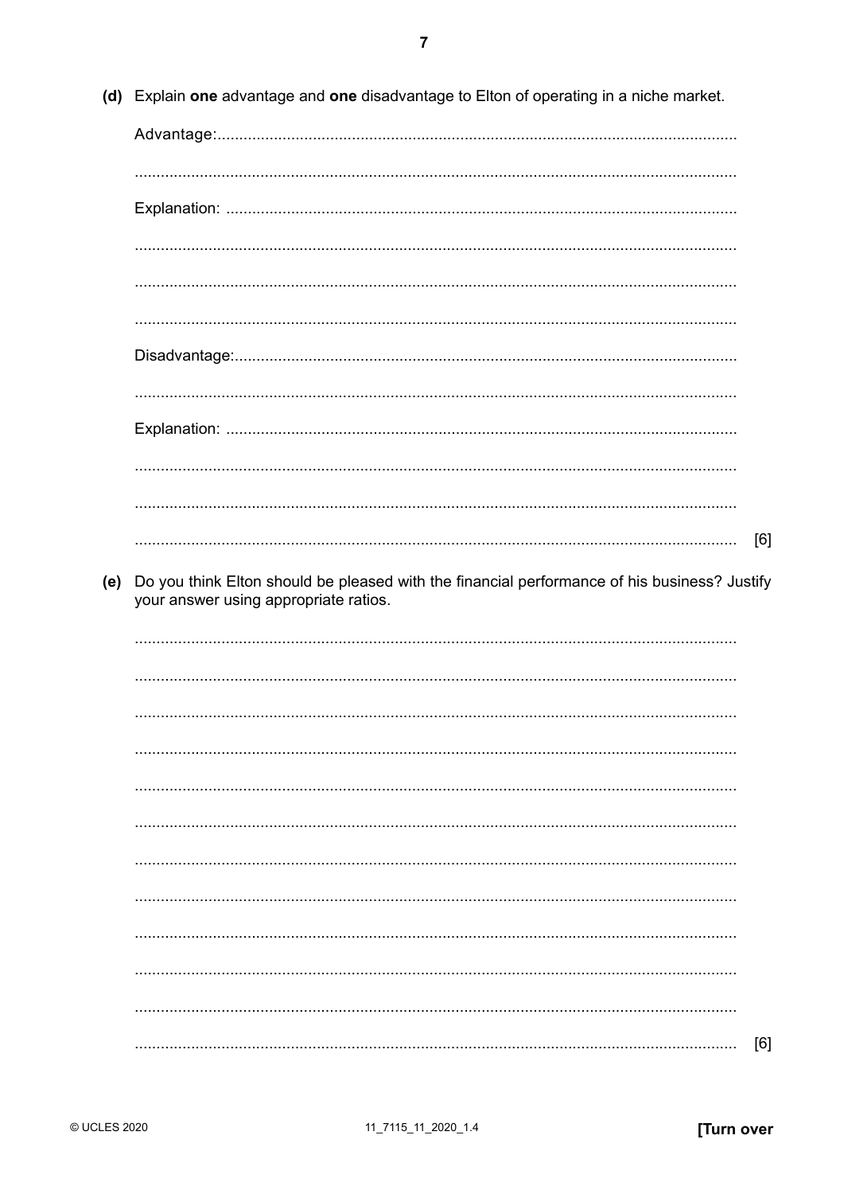**(d)** Explain **one** advantage and **one** disadvantage to Elton of operating in a niche market.

Advantage: ..........................................................................................................

..........................................................................................................

Explanation: ..........................................................................................................

..........................................................................................................

..........................................................................................................

..........................................................................................................

Disadvantage: ..........................................................................................................

..........................................................................................................

Explanation: ..........................................................................................................

..........................................................................................................

..........................................................................................................

.......................................................................................................... [6]

**(e)** Do you think Elton should be pleased with the financial performance of his business? Justify your answer using appropriate ratios.

..........................................................................................................

..........................................................................................................

..........................................................................................................

..........................................................................................................

..........................................................................................................

..........................................................................................................

..........................................................................................................

..........................................................................................................

..........................................................................................................

..........................................................................................................

..........................................................................................................

.......................................................................................................... [6]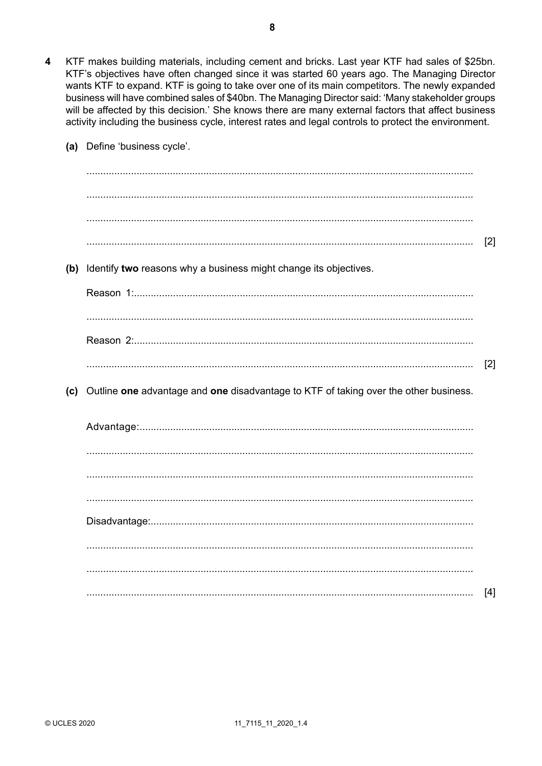**4** KTF makes building materials, including cement and bricks. Last year KTF had sales of $25bn. KTF's objectives have often changed since it was started 60 years ago. The Managing Director wants KTF to expand. KTF is going to take over one of its main competitors. The newly expanded business will have combined sales of $40bn. The Managing Director said: 'Many stakeholder groups will be affected by this decision.' She knows there are many external factors that affect business activity including the business cycle, interest rates and legal controls to protect the environment.

**(a)** Define 'business cycle'.

..........................................................................................................................................

..........................................................................................................................................

..........................................................................................................................................

.......................................................................................................................................... [2]

**(b)** Identify **two** reasons why a business might change its objectives.

Reason 1: ..........................................................................................................................

..........................................................................................................................................

Reason 2: ..........................................................................................................................

.......................................................................................................................................... [2]

**(c)** Outline **one** advantage and **one** disadvantage to KTF of taking over the other business.

Advantage: ........................................................................................................................

..........................................................................................................................................

..........................................................................................................................................

..........................................................................................................................................

Disadvantage: ....................................................................................................................

..........................................................................................................................................

..........................................................................................................................................

.......................................................................................................................................... [4]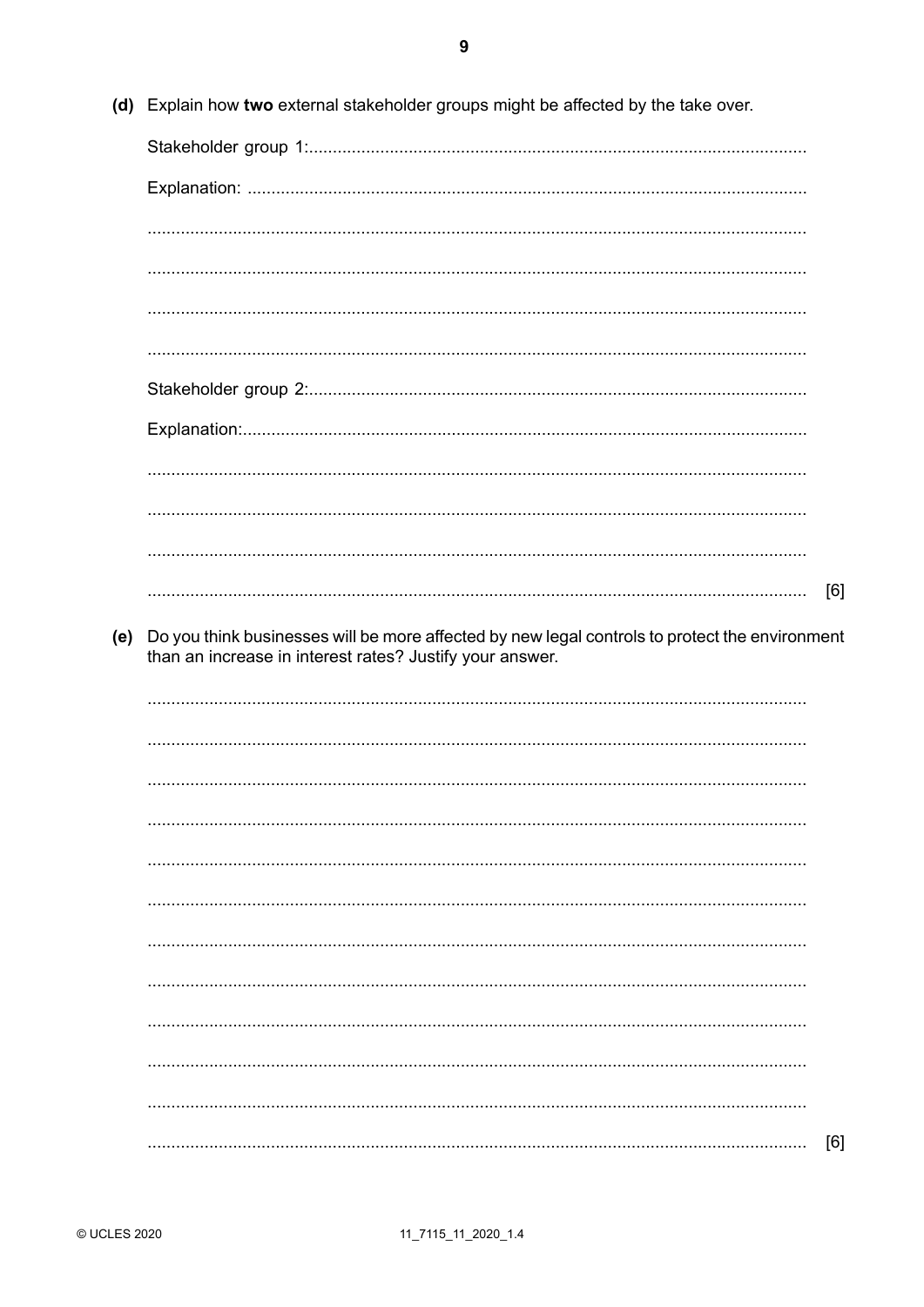**(d)** Explain how **two** external stakeholder groups might be affected by the take over.

Stakeholder group 1: ..........................................................................................................

Explanation: ..........................................................................................................

..........................................................................................................

..........................................................................................................

..........................................................................................................

..........................................................................................................

Stakeholder group 2: ..........................................................................................................

Explanation: ..........................................................................................................

..........................................................................................................

..........................................................................................................

..........................................................................................................

.......................................................................................................... [6]

**(e)** Do you think businesses will be more affected by new legal controls to protect the environment than an increase in interest rates? Justify your answer.

..........................................................................................................

..........................................................................................................

..........................................................................................................

..........................................................................................................

..........................................................................................................

..........................................................................................................

..........................................................................................................

..........................................................................................................

..........................................................................................................

..........................................................................................................

..........................................................................................................

.......................................................................................................... [6]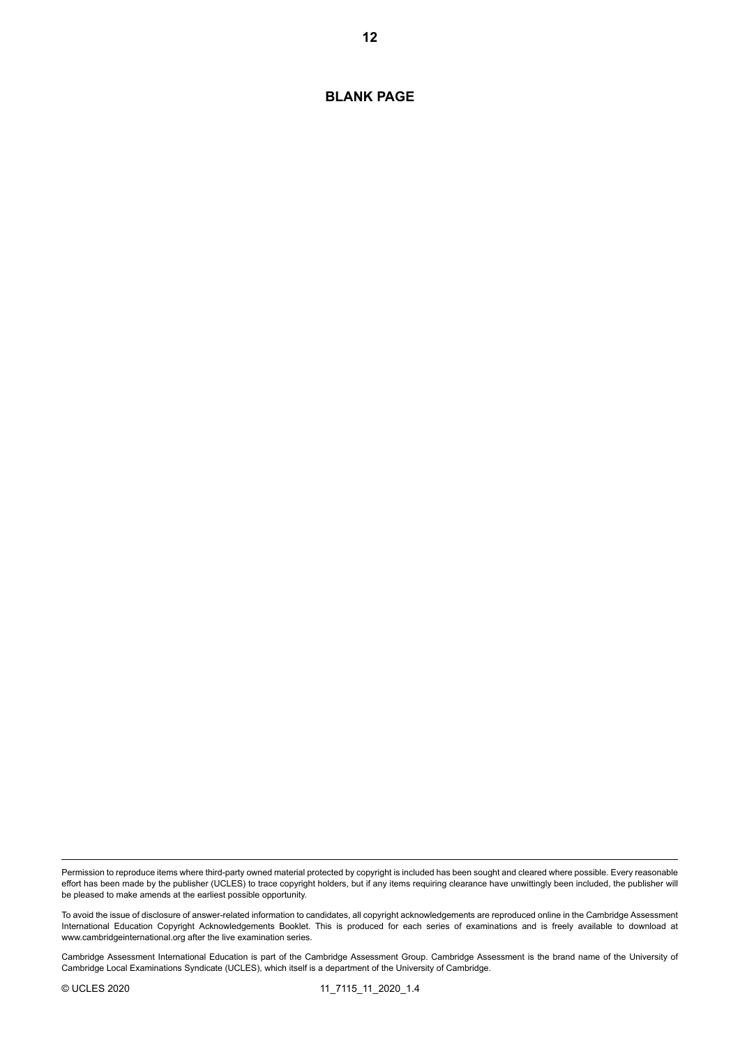**BLANK PAGE**

Permission to reproduce items where third-party owned material protected by copyright is included has been sought and cleared where possible. Every reasonable effort has been made by the publisher (UCLES) to trace copyright holders, but if any items requiring clearance have unwittingly been included, the publisher will be pleased to make amends at the earliest possible opportunity.

To avoid the issue of disclosure of answer-related information to candidates, all copyright acknowledgements are reproduced online in the Cambridge Assessment International Education Copyright Acknowledgements Booklet. This is produced for each series of examinations and is freely available to download at www.cambridgeinternational.org after the live examination series.

Cambridge Assessment International Education is part of the Cambridge Assessment Group. Cambridge Assessment is the brand name of the University of Cambridge Local Examinations Syndicate (UCLES), which itself is a department of the University of Cambridge.

© UCLES 2020 11_7115_11_2020_1.4